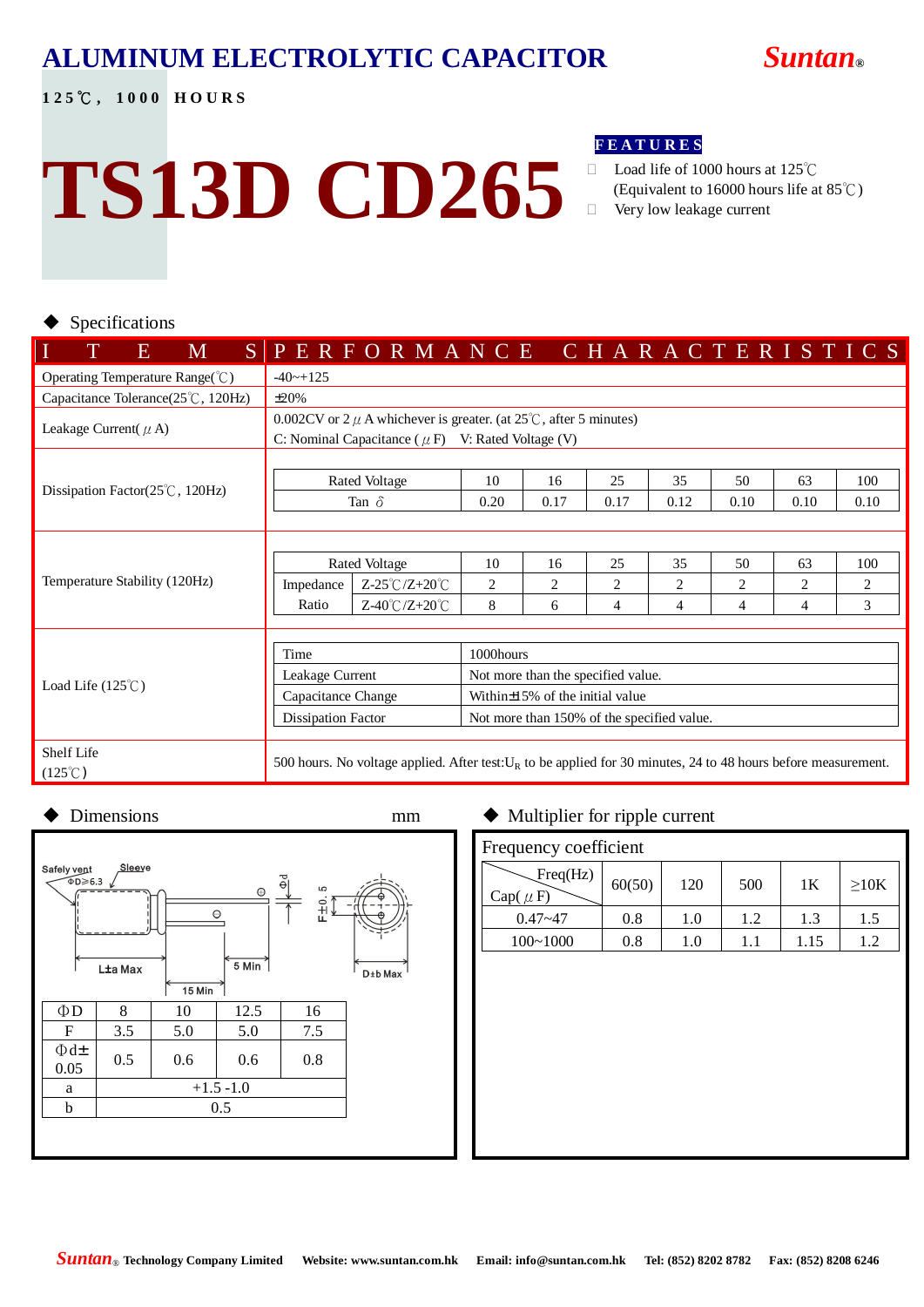# ALUMINUM ELECTROLYTIC CAPACITOR

**Suntan®**

**125℃, 1000 HOURS**

# TS13D CD265

**FEATURES**

- Load life of 1000 hours at 125℃ (Equivalent to 16000 hours life at 85℃)
- Very low leakage current

## ◆ Specifications

| ITEMS | PERFORMANCE CHARACTERISTICS |
|---|---|
| Operating Temperature Range(℃) | -40~+125 |
| Capacitance Tolerance(25℃, 120Hz) | ±20% |
| Leakage Current(μA) | 0.002CV or 2μA whichever is greater. (at 25℃, after 5 minutes)<br>C: Nominal Capacitance (μF) V: Rated Voltage (V) |
| Dissipation Factor(25℃, 120Hz) | see table below |
| Temperature Stability (120Hz) | see table below |
| Load Life (125℃) | see table below |
| Shelf Life (125℃) | 500 hours. No voltage applied. After test: $U_R$ to be applied for 30 minutes, 24 to 48 hours before measurement. |

**Dissipation Factor (25℃, 120Hz)**

| Rated Voltage | 10 | 16 | 25 | 35 | 50 | 63 | 100 |
|---|---|---|---|---|---|---|---|
| Tan δ | 0.20 | 0.17 | 0.17 | 0.12 | 0.10 | 0.10 | 0.10 |

**Temperature Stability (120Hz)**

| Rated Voltage | | 10 | 16 | 25 | 35 | 50 | 63 | 100 |
|---|---|---|---|---|---|---|---|---|
| Impedance Ratio | Z-25℃/Z+20℃ | 2 | 2 | 2 | 2 | 2 | 2 | 2 |
| | Z-40℃/Z+20℃ | 8 | 6 | 4 | 4 | 4 | 4 | 3 |

**Load Life (125℃)**

| Time | 1000hours |
|---|---|
| Leakage Current | Not more than the specified value. |
| Capacitance Change | Within±15% of the initial value |
| Dissipation Factor | Not more than 150% of the specified value. |

## ◆ Dimensions

mm

Safety vent ΦD≥6.3, Sleeve, Φd, F±0.5, L±a Max, 15 Min, 5 Min, D±b Max

| ΦD | 8 | 10 | 12.5 | 16 |
|---|---|---|---|---|
| F | 3.5 | 5.0 | 5.0 | 7.5 |
| Φd±0.05 | 0.5 | 0.6 | 0.6 | 0.8 |
| a | +1.5 -1.0 | | | |
| b | 0.5 | | | |

## ◆ Multiplier for ripple current

Frequency coefficient

| Cap(μF) \ Freq(Hz) | 60(50) | 120 | 500 | 1K | ≥10K |
|---|---|---|---|---|---|
| 0.47~47 | 0.8 | 1.0 | 1.2 | 1.3 | 1.5 |
| 100~1000 | 0.8 | 1.0 | 1.1 | 1.15 | 1.2 |

**Suntan® Technology Company Limited** **Website: www.suntan.com.hk** **Email: info@suntan.com.hk** **Tel: (852) 8202 8782** **Fax: (852) 8208 6246**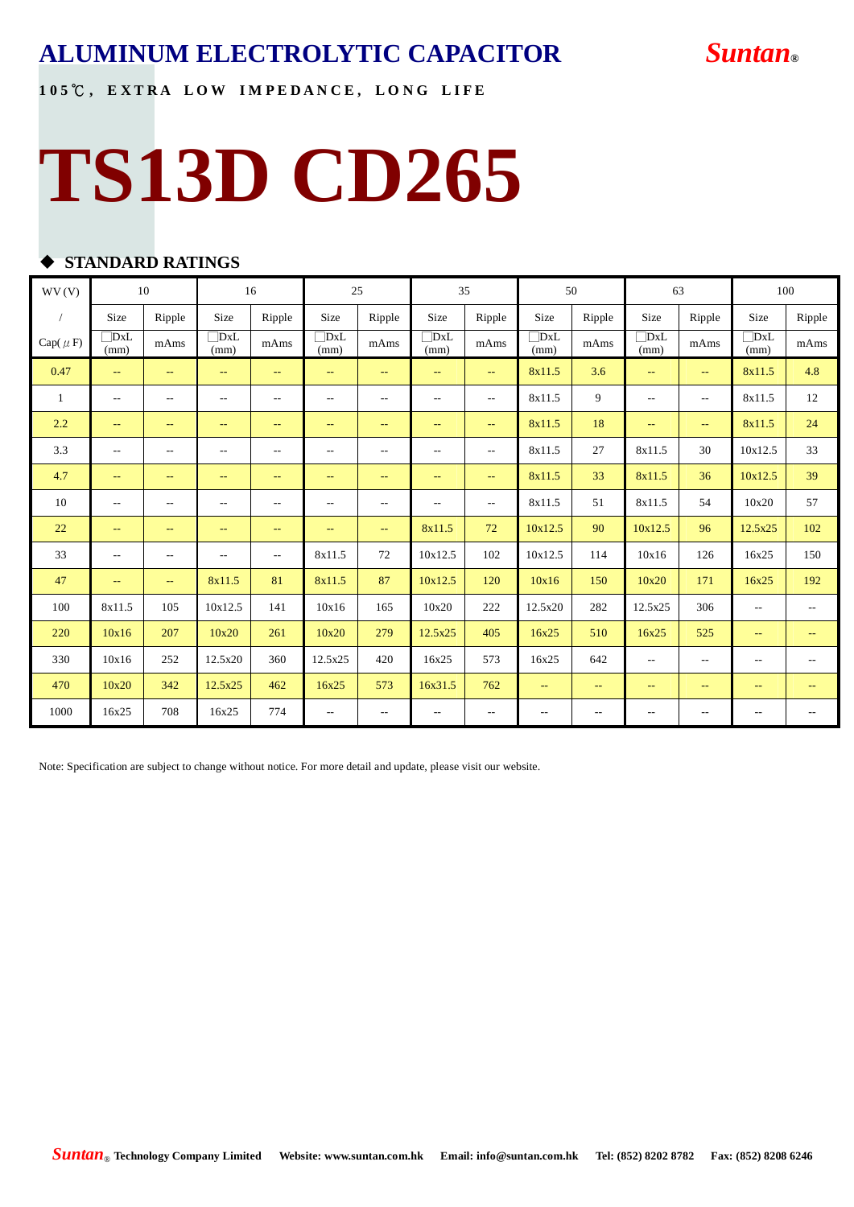# ALUMINUM ELECTROLYTIC CAPACITOR

***Suntan®***

**105℃, EXTRA LOW IMPEDANCE, LONG LIFE**

# TS13D CD265

## ◆ STANDARD RATINGS

| WV (V) | 10 | | 16 | | 25 | | 35 | | 50 | | 63 | | 100 | |
|---|---|---|---|---|---|---|---|---|---|---|---|---|---|---|
| / | Size | Ripple | Size | Ripple | Size | Ripple | Size | Ripple | Size | Ripple | Size | Ripple | Size | Ripple |
| Cap(μF) | □DxL (mm) | mAms | □DxL (mm) | mAms | □DxL (mm) | mAms | □DxL (mm) | mAms | □DxL (mm) | mAms | □DxL (mm) | mAms | □DxL (mm) | mAms |
| 0.47 | -- | -- | -- | -- | -- | -- | -- | -- | 8x11.5 | 3.6 | -- | -- | 8x11.5 | 4.8 |
| 1 | -- | -- | -- | -- | -- | -- | -- | -- | 8x11.5 | 9 | -- | -- | 8x11.5 | 12 |
| 2.2 | -- | -- | -- | -- | -- | -- | -- | -- | 8x11.5 | 18 | -- | -- | 8x11.5 | 24 |
| 3.3 | -- | -- | -- | -- | -- | -- | -- | -- | 8x11.5 | 27 | 8x11.5 | 30 | 10x12.5 | 33 |
| 4.7 | -- | -- | -- | -- | -- | -- | -- | -- | 8x11.5 | 33 | 8x11.5 | 36 | 10x12.5 | 39 |
| 10 | -- | -- | -- | -- | -- | -- | -- | -- | 8x11.5 | 51 | 8x11.5 | 54 | 10x20 | 57 |
| 22 | -- | -- | -- | -- | -- | -- | 8x11.5 | 72 | 10x12.5 | 90 | 10x12.5 | 96 | 12.5x25 | 102 |
| 33 | -- | -- | -- | -- | 8x11.5 | 72 | 10x12.5 | 102 | 10x12.5 | 114 | 10x16 | 126 | 16x25 | 150 |
| 47 | -- | -- | 8x11.5 | 81 | 8x11.5 | 87 | 10x12.5 | 120 | 10x16 | 150 | 10x20 | 171 | 16x25 | 192 |
| 100 | 8x11.5 | 105 | 10x12.5 | 141 | 10x16 | 165 | 10x20 | 222 | 12.5x20 | 282 | 12.5x25 | 306 | -- | -- |
| 220 | 10x16 | 207 | 10x20 | 261 | 10x20 | 279 | 12.5x25 | 405 | 16x25 | 510 | 16x25 | 525 | -- | -- |
| 330 | 10x16 | 252 | 12.5x20 | 360 | 12.5x25 | 420 | 16x25 | 573 | 16x25 | 642 | -- | -- | -- | -- |
| 470 | 10x20 | 342 | 12.5x25 | 462 | 16x25 | 573 | 16x31.5 | 762 | -- | -- | -- | -- | -- | -- |
| 1000 | 16x25 | 708 | 16x25 | 774 | -- | -- | -- | -- | -- | -- | -- | -- | -- | -- |

Note: Specification are subject to change without notice. For more detail and update, please visit our website.

***Suntan®*** **Technology Company Limited** **Website: www.suntan.com.hk** **Email: info@suntan.com.hk** **Tel: (852) 8202 8782** **Fax: (852) 8208 6246**